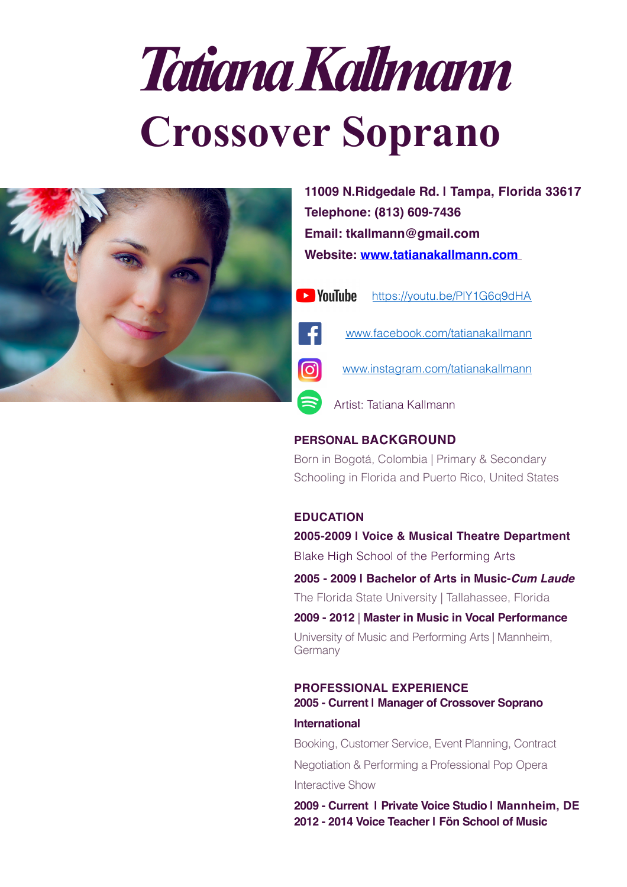# Tatiana Kallmann

# Crossover Soprano

**11009 N.Ridgedale Rd. I Tampa, Florida 33617**
**Telephone: (813) 609-7436**
**Email: tkallmann@gmail.com**
**Website: www.tatianakallmann.com**

YouTube https://youtu.be/PlY1G6q9dHA

www.facebook.com/tatianakallmann

www.instagram.com/tatianakallmann

Artist: Tatiana Kallmann

## PERSONAL BACKGROUND

Born in Bogotá, Colombia | Primary & Secondary Schooling in Florida and Puerto Rico, United States

## EDUCATION

**2005-2009 I Voice & Musical Theatre Department**

Blake High School of the Performing Arts

**2005 - 2009 I Bachelor of Arts in Music-*Cum Laude***

The Florida State University | Tallahassee, Florida

**2009 - 2012 | Master in Music in Vocal Performance**

University of Music and Performing Arts | Mannheim, Germany

## PROFESSIONAL EXPERIENCE

**2005 - Current I Manager of Crossover Soprano International**

Booking, Customer Service, Event Planning, Contract Negotiation & Performing a Professional Pop Opera Interactive Show

**2009 - Current I Private Voice Studio I Mannheim, DE**
**2012 - 2014 Voice Teacher I Fön School of Music**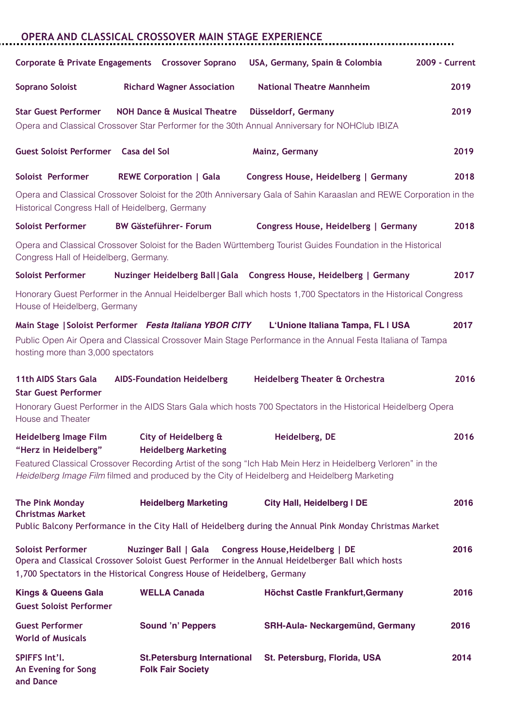## OPERA AND CLASSICAL CROSSOVER MAIN STAGE EXPERIENCE

**Corporate & Private Engagements** | **Crossover Soprano** | **USA, Germany, Spain & Colombia** | **2009 - Current**

**Soprano Soloist** | **Richard Wagner Association** | **National Theatre Mannheim** | **2019**

**Star Guest Performer** | **NOH Dance & Musical Theatre** | **Düsseldorf, Germany** | **2019**

Opera and Classical Crossover Star Performer for the 30th Annual Anniversary for NOHClub IBIZA

**Guest Soloist Performer** | **Casa del Sol** | **Mainz, Germany** | **2019**

**Soloist Performer** | **REWE Corporation | Gala** | **Congress House, Heidelberg | Germany** | **2018**

Opera and Classical Crossover Soloist for the 20th Anniversary Gala of Sahin Karaaslan and REWE Corporation in the Historical Congress Hall of Heidelberg, Germany

**Soloist Performer** | **BW Gästeführer- Forum** | **Congress House, Heidelberg | Germany** | **2018**

Opera and Classical Crossover Soloist for the Baden Württemberg Tourist Guides Foundation in the Historical Congress Hall of Heidelberg, Germany.

**Soloist Performer** | **Nuzinger Heidelberg Ball|Gala** | **Congress House, Heidelberg | Germany** | **2017**

Honorary Guest Performer in the Annual Heidelberger Ball which hosts 1,700 Spectators in the Historical Congress House of Heidelberg, Germany

**Main Stage |Soloist Performer** | ***Festa Italiana YBOR CITY*** | **L'Unione Italiana Tampa, FL I USA** | **2017**

Public Open Air Opera and Classical Crossover Main Stage Performance in the Annual Festa Italiana of Tampa hosting more than 3,000 spectators

**11th AIDS Stars Gala Star Guest Performer** | **AIDS-Foundation Heidelberg** | **Heidelberg Theater & Orchestra** | **2016**

Honorary Guest Performer in the AIDS Stars Gala which hosts 700 Spectators in the Historical Heidelberg Opera House and Theater

**Heidelberg Image Film "Herz in Heidelberg"** | **City of Heidelberg & Heidelberg Marketing** | **Heidelberg, DE** | **2016**

Featured Classical Crossover Recording Artist of the song "Ich Hab Mein Herz in Heidelberg Verloren" in the *Heidelberg Image Film* filmed and produced by the City of Heidelberg and Heidelberg Marketing

**The Pink Monday Christmas Market** | **Heidelberg Marketing** | **City Hall, Heidelberg I DE** | **2016**

Public Balcony Performance in the City Hall of Heidelberg during the Annual Pink Monday Christmas Market

**Soloist Performer** | **Nuzinger Ball | Gala** | **Congress House,Heidelberg | DE** | **2016**

Opera and Classical Crossover Soloist Guest Performer in the Annual Heidelberger Ball which hosts 1,700 Spectators in the Historical Congress House of Heidelberg, Germany

**Kings & Queens Gala Guest Soloist Performer** | **WELLA Canada** | **Höchst Castle Frankfurt,Germany** | **2016**

**Guest Performer World of Musicals** | **Sound 'n' Peppers** | **SRH-Aula- Neckargemünd, Germany** | **2016**

**SPIFFS Int'l. An Evening for Song and Dance** | **St.Petersburg International Folk Fair Society** | **St. Petersburg, Florida, USA** | **2014**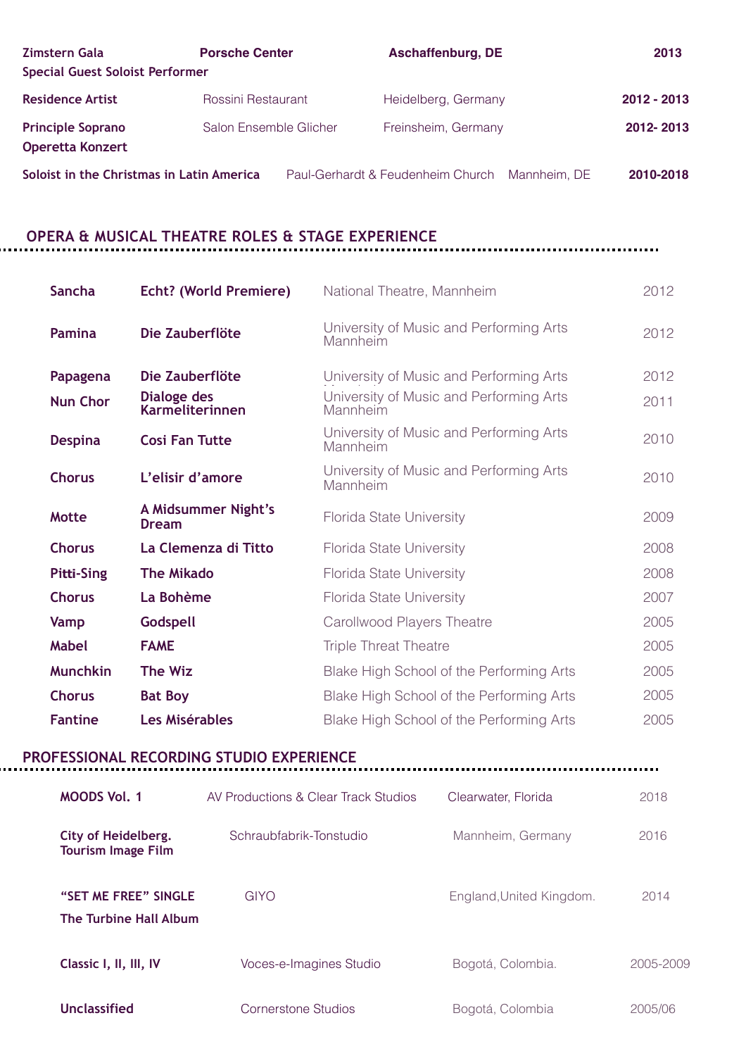| | | | |
|---|---|---|---|
| **Zimstern Gala** **Special Guest Soloist Performer** | **Porsche Center** | **Aschaffenburg, DE** | **2013** |
| **Residence Artist** | Rossini Restaurant | Heidelberg, Germany | **2012 - 2013** |
| **Principle Soprano** **Operetta Konzert** | Salon Ensemble Glicher | Freinsheim, Germany | **2012- 2013** |
| **Soloist in the Christmas in Latin America** | Paul-Gerhardt & Feudenheim Church | Mannheim, DE | **2010-2018** |

## OPERA & MUSICAL THEATRE ROLES & STAGE EXPERIENCE

| | | | |
|---|---|---|---|
| **Sancha** | **Echt? (World Premiere)** | National Theatre, Mannheim | 2012 |
| **Pamina** | **Die Zauberflöte** | University of Music and Performing Arts Mannheim | 2012 |
| **Papagena** | **Die Zauberflöte** | University of Music and Performing Arts | 2012 |
| **Nun Chor** | **Dialoge des Karmeliterinnen** | University of Music and Performing Arts Mannheim | 2011 |
| **Despina** | **Cosi Fan Tutte** | University of Music and Performing Arts Mannheim | 2010 |
| **Chorus** | **L'elisir d'amore** | University of Music and Performing Arts Mannheim | 2010 |
| **Motte** | **A Midsummer Night's Dream** | Florida State University | 2009 |
| **Chorus** | **La Clemenza di Titto** | Florida State University | 2008 |
| **Pitti-Sing** | **The Mikado** | Florida State University | 2008 |
| **Chorus** | **La Bohème** | Florida State University | 2007 |
| **Vamp** | **Godspell** | Carollwood Players Theatre | 2005 |
| **Mabel** | **FAME** | Triple Threat Theatre | 2005 |
| **Munchkin** | **The Wiz** | Blake High School of the Performing Arts | 2005 |
| **Chorus** | **Bat Boy** | Blake High School of the Performing Arts | 2005 |
| **Fantine** | **Les Misérables** | Blake High School of the Performing Arts | 2005 |

## PROFESSIONAL RECORDING STUDIO EXPERIENCE

| | | | |
|---|---|---|---|
| **MOODS Vol. 1** | AV Productions & Clear Track Studios | Clearwater, Florida | 2018 |
| **City of Heidelberg. Tourism Image Film** | Schraubfabrik-Tonstudio | Mannheim, Germany | 2016 |
| **"SET ME FREE" SINGLE** **The Turbine Hall Album** | GIYO | England,United Kingdom. | 2014 |
| **Classic I, II, III, IV** | Voces-e-Imagines Studio | Bogotá, Colombia. | 2005-2009 |
| **Unclassified** | Cornerstone Studios | Bogotá, Colombia | 2005/06 |